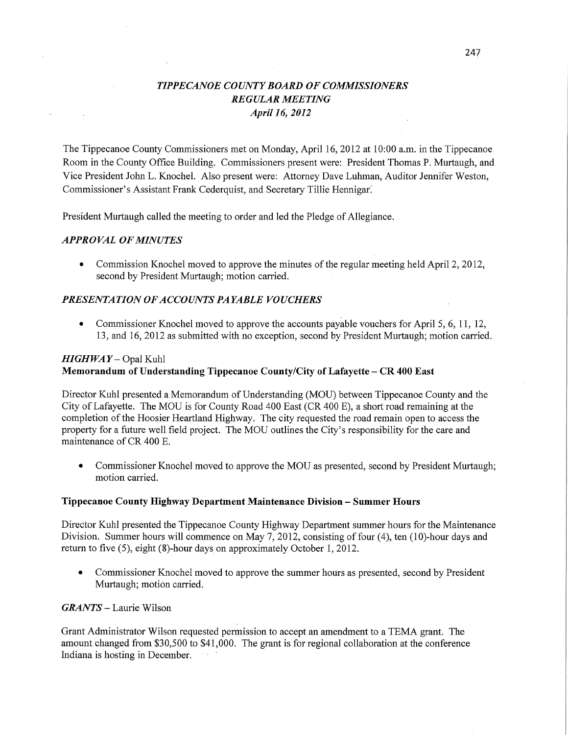# *TIPPECANOE COUNTY BOARD OF COMMISSIONERS*
## *REGULAR MEETING*
### *April 16, 2012*

The Tippecanoe County Commissioners met on Monday, April 16, 2012 at 10:00 a.m. in the Tippecanoe Room in the County Office Building. Commissioners present were: President Thomas P. Murtaugh, and Vice President John L. Knochel. Also present were: Attorney Dave Luhman, Auditor Jennifer Weston, Commissioner's Assistant Frank Cederquist, and Secretary Tillie Hennigar.

President Murtaugh called the meeting to order and led the Pledge of Allegiance.

### *APPROVAL OF MINUTES*

- Commission Knochel moved to approve the minutes of the regular meeting held April 2, 2012, second by President Murtaugh; motion carried.

### *PRESENTATION OF ACCOUNTS PAYABLE VOUCHERS*

- Commissioner Knochel moved to approve the accounts payable vouchers for April 5, 6, 11, 12, 13, and 16, 2012 as submitted with no exception, second by President Murtaugh; motion carried.

### *HIGHWAY* – Opal Kuhl

**Memorandum of Understanding Tippecanoe County/City of Lafayette – CR 400 East**

Director Kuhl presented a Memorandum of Understanding (MOU) between Tippecanoe County and the City of Lafayette. The MOU is for County Road 400 East (CR 400 E), a short road remaining at the completion of the Hoosier Heartland Highway. The city requested the road remain open to access the property for a future well field project. The MOU outlines the City's responsibility for the care and maintenance of CR 400 E.

- Commissioner Knochel moved to approve the MOU as presented, second by President Murtaugh; motion carried.

**Tippecanoe County Highway Department Maintenance Division – Summer Hours**

Director Kuhl presented the Tippecanoe County Highway Department summer hours for the Maintenance Division. Summer hours will commence on May 7, 2012, consisting of four (4), ten (10)-hour days and return to five (5), eight (8)-hour days on approximately October 1, 2012.

- Commissioner Knochel moved to approve the summer hours as presented, second by President Murtaugh; motion carried.

### *GRANTS* – Laurie Wilson

Grant Administrator Wilson requested permission to accept an amendment to a TEMA grant. The amount changed from $30,500 to $41,000. The grant is for regional collaboration at the conference Indiana is hosting in December.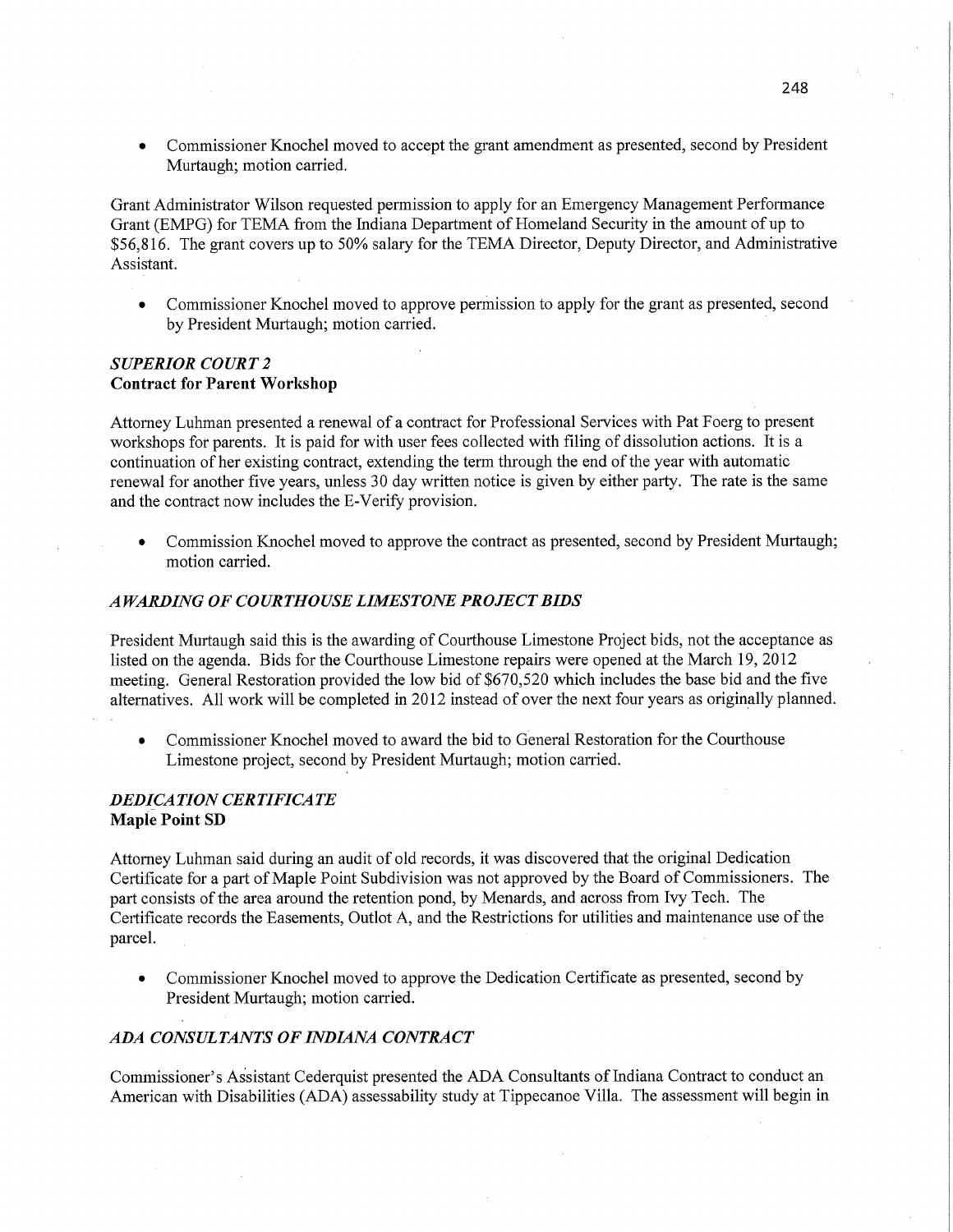- Commissioner Knochel moved to accept the grant amendment as presented, second by President Murtaugh; motion carried.

Grant Administrator Wilson requested permission to apply for an Emergency Management Performance Grant (EMPG) for TEMA from the Indiana Department of Homeland Security in the amount of up to $56,816. The grant covers up to 50% salary for the TEMA Director, Deputy Director, and Administrative Assistant.

- Commissioner Knochel moved to approve permission to apply for the grant as presented, second by President Murtaugh; motion carried.

### *SUPERIOR COURT 2*
**Contract for Parent Workshop**

Attorney Luhman presented a renewal of a contract for Professional Services with Pat Foerg to present workshops for parents. It is paid for with user fees collected with filing of dissolution actions. It is a continuation of her existing contract, extending the term through the end of the year with automatic renewal for another five years, unless 30 day written notice is given by either party. The rate is the same and the contract now includes the E-Verify provision.

- Commission Knochel moved to approve the contract as presented, second by President Murtaugh; motion carried.

### *AWARDING OF COURTHOUSE LIMESTONE PROJECT BIDS*

President Murtaugh said this is the awarding of Courthouse Limestone Project bids, not the acceptance as listed on the agenda. Bids for the Courthouse Limestone repairs were opened at the March 19, 2012 meeting. General Restoration provided the low bid of $670,520 which includes the base bid and the five alternatives. All work will be completed in 2012 instead of over the next four years as originally planned.

- Commissioner Knochel moved to award the bid to General Restoration for the Courthouse Limestone project, second by President Murtaugh; motion carried.

### *DEDICATION CERTIFICATE*
**Maple Point SD**

Attorney Luhman said during an audit of old records, it was discovered that the original Dedication Certificate for a part of Maple Point Subdivision was not approved by the Board of Commissioners. The part consists of the area around the retention pond, by Menards, and across from Ivy Tech. The Certificate records the Easements, Outlot A, and the Restrictions for utilities and maintenance use of the parcel.

- Commissioner Knochel moved to approve the Dedication Certificate as presented, second by President Murtaugh; motion carried.

### *ADA CONSULTANTS OF INDIANA CONTRACT*

Commissioner's Assistant Cederquist presented the ADA Consultants of Indiana Contract to conduct an American with Disabilities (ADA) assessability study at Tippecanoe Villa. The assessment will begin in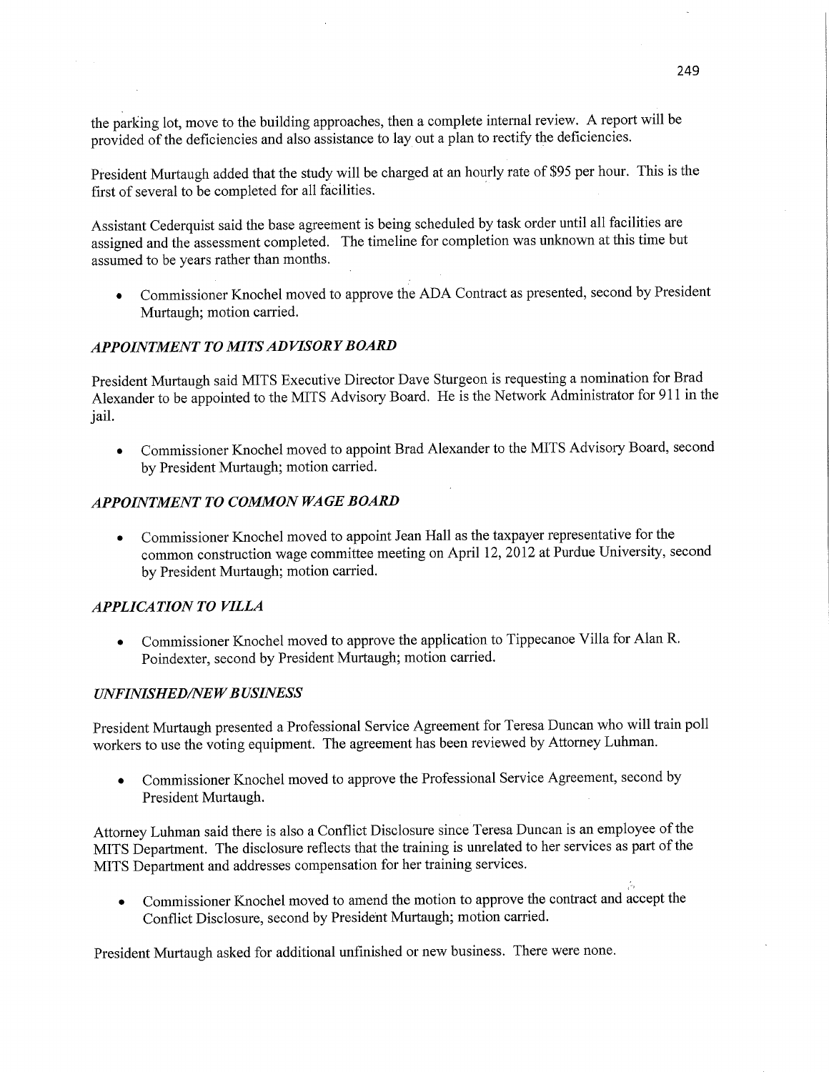the parking lot, move to the building approaches, then a complete internal review. A report will be provided of the deficiencies and also assistance to lay out a plan to rectify the deficiencies.

President Murtaugh added that the study will be charged at an hourly rate of $95 per hour. This is the first of several to be completed for all facilities.

Assistant Cederquist said the base agreement is being scheduled by task order until all facilities are assigned and the assessment completed. The timeline for completion was unknown at this time but assumed to be years rather than months.

- Commissioner Knochel moved to approve the ADA Contract as presented, second by President Murtaugh; motion carried.

### *APPOINTMENT TO MITS ADVISORY BOARD*

President Murtaugh said MITS Executive Director Dave Sturgeon is requesting a nomination for Brad Alexander to be appointed to the MITS Advisory Board. He is the Network Administrator for 911 in the jail.

- Commissioner Knochel moved to appoint Brad Alexander to the MITS Advisory Board, second by President Murtaugh; motion carried.

### *APPOINTMENT TO COMMON WAGE BOARD*

- Commissioner Knochel moved to appoint Jean Hall as the taxpayer representative for the common construction wage committee meeting on April 12, 2012 at Purdue University, second by President Murtaugh; motion carried.

### *APPLICATION TO VILLA*

- Commissioner Knochel moved to approve the application to Tippecanoe Villa for Alan R. Poindexter, second by President Murtaugh; motion carried.

### *UNFINISHED/NEW BUSINESS*

President Murtaugh presented a Professional Service Agreement for Teresa Duncan who will train poll workers to use the voting equipment. The agreement has been reviewed by Attorney Luhman.

- Commissioner Knochel moved to approve the Professional Service Agreement, second by President Murtaugh.

Attorney Luhman said there is also a Conflict Disclosure since Teresa Duncan is an employee of the MITS Department. The disclosure reflects that the training is unrelated to her services as part of the MITS Department and addresses compensation for her training services.

- Commissioner Knochel moved to amend the motion to approve the contract and accept the Conflict Disclosure, second by President Murtaugh; motion carried.

President Murtaugh asked for additional unfinished or new business. There were none.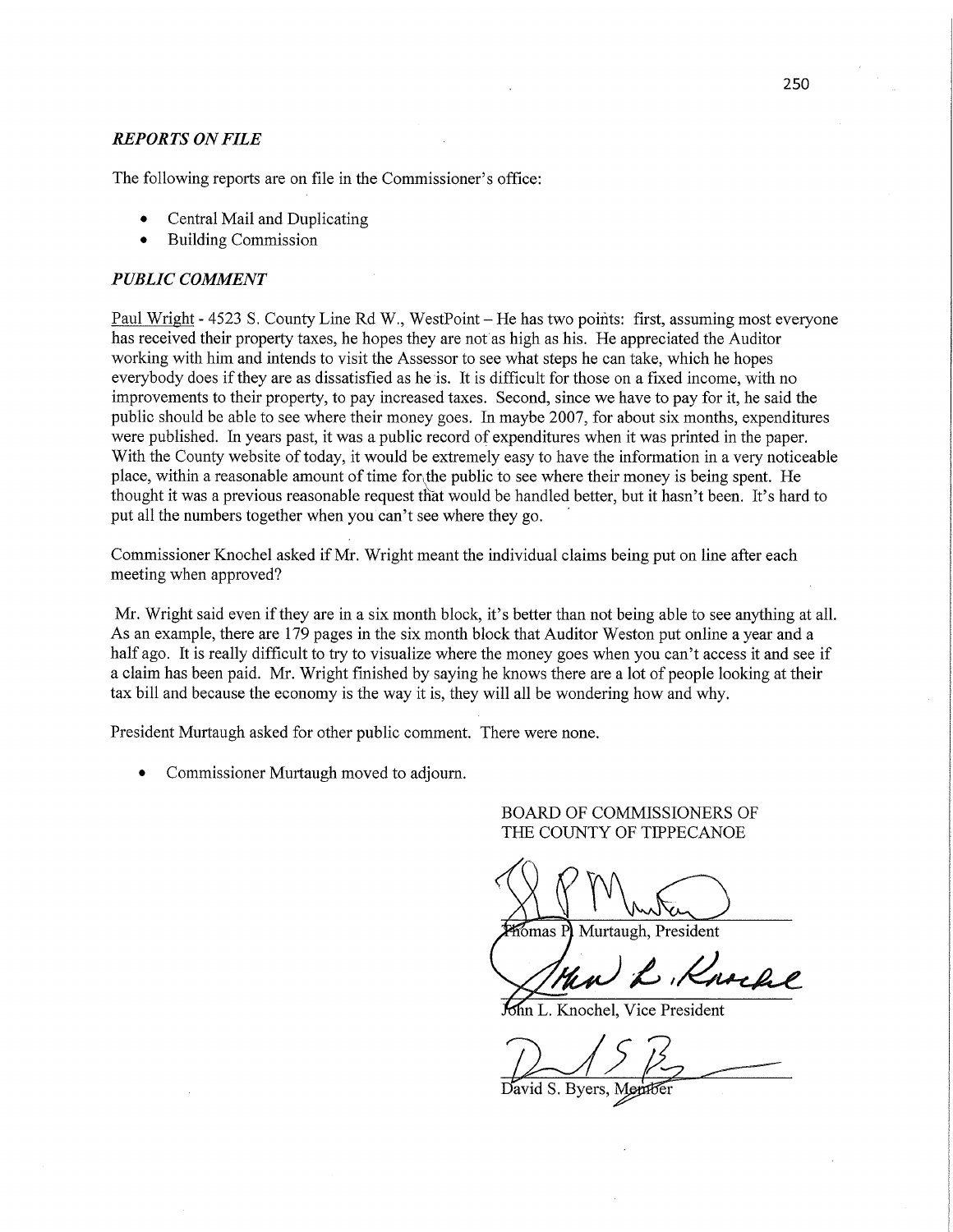## *REPORTS ON FILE*

The following reports are on file in the Commissioner's office:

- Central Mail and Duplicating
- Building Commission

## *PUBLIC COMMENT*

Paul Wright - 4523 S. County Line Rd W., WestPoint – He has two points: first, assuming most everyone has received their property taxes, he hopes they are not as high as his. He appreciated the Auditor working with him and intends to visit the Assessor to see what steps he can take, which he hopes everybody does if they are as dissatisfied as he is. It is difficult for those on a fixed income, with no improvements to their property, to pay increased taxes. Second, since we have to pay for it, he said the public should be able to see where their money goes. In maybe 2007, for about six months, expenditures were published. In years past, it was a public record of expenditures when it was printed in the paper. With the County website of today, it would be extremely easy to have the information in a very noticeable place, within a reasonable amount of time for the public to see where their money is being spent. He thought it was a previous reasonable request that would be handled better, but it hasn't been. It's hard to put all the numbers together when you can't see where they go.

Commissioner Knochel asked if Mr. Wright meant the individual claims being put on line after each meeting when approved?

Mr. Wright said even if they are in a six month block, it's better than not being able to see anything at all. As an example, there are 179 pages in the six month block that Auditor Weston put online a year and a half ago. It is really difficult to try to visualize where the money goes when you can't access it and see if a claim has been paid. Mr. Wright finished by saying he knows there are a lot of people looking at their tax bill and because the economy is the way it is, they will all be wondering how and why.

President Murtaugh asked for other public comment. There were none.

- Commissioner Murtaugh moved to adjourn.

BOARD OF COMMISSIONERS OF
THE COUNTY OF TIPPECANOE

Thomas P. Murtaugh, President

John L. Knochel, Vice President

David S. Byers, Member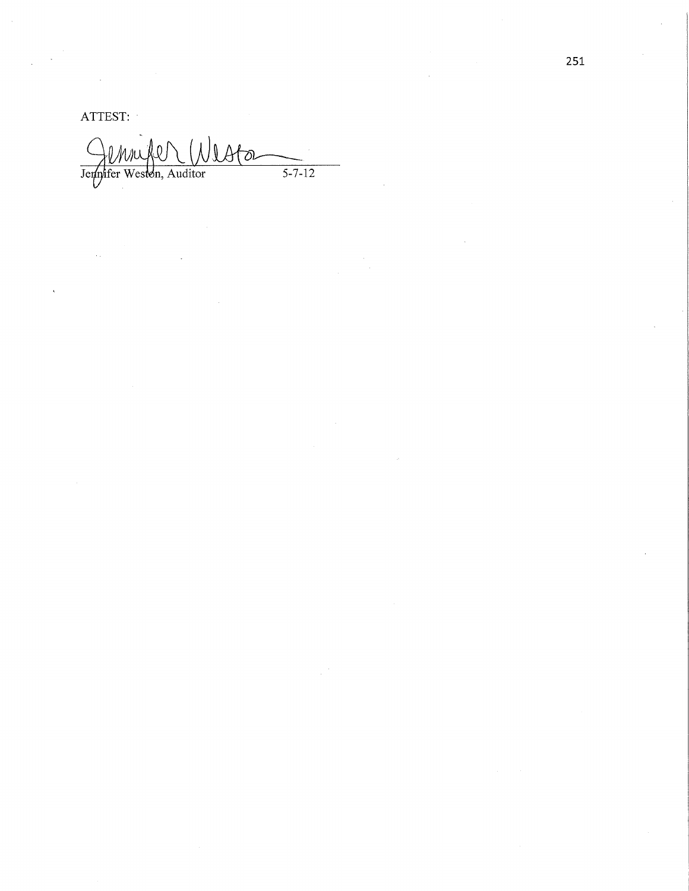ATTEST:

Jennifer Weston, Auditor 5-7-12